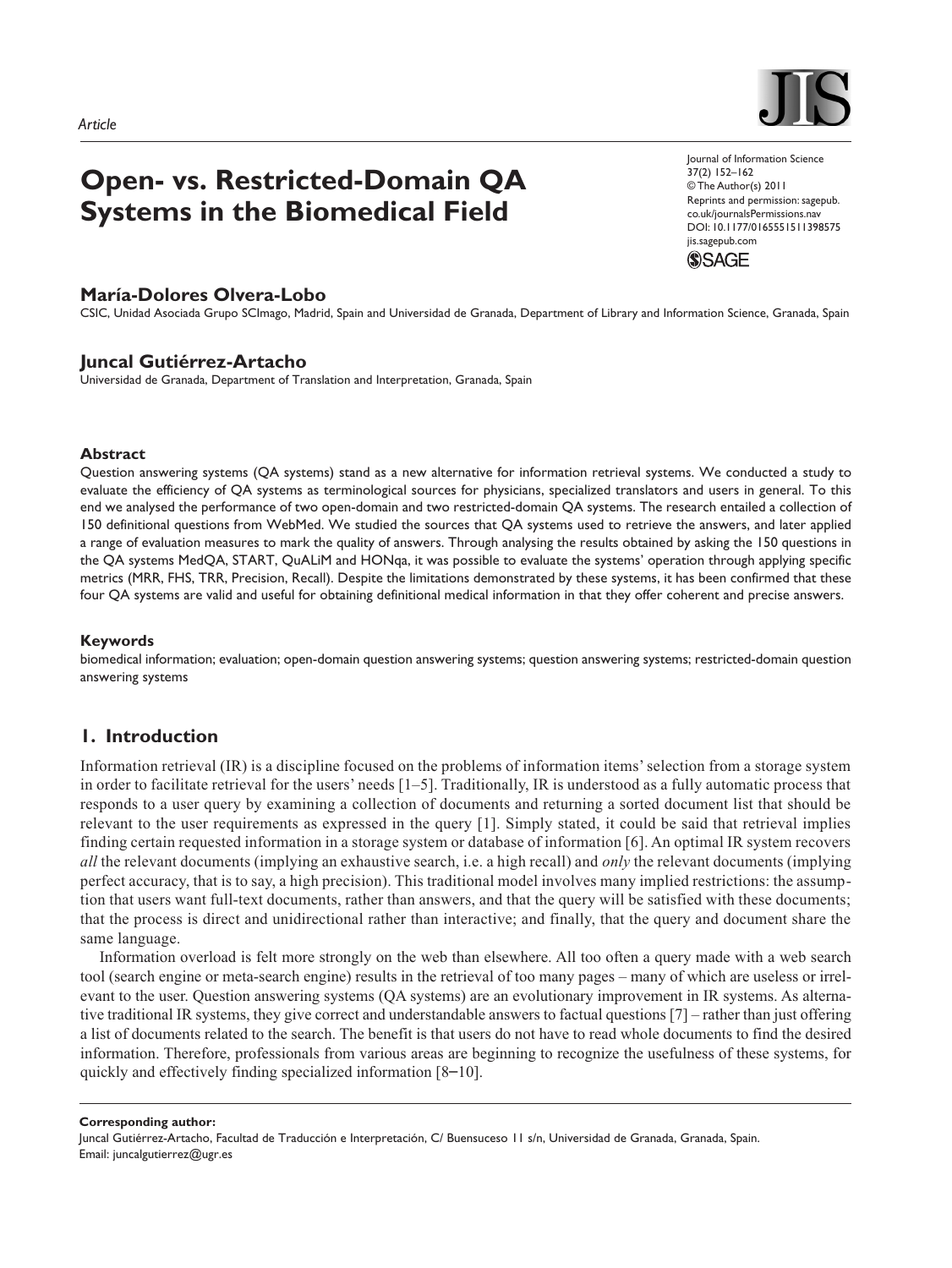Article

# Open- vs. Restricted-Domain QA Systems in the Biomedical Field

Journal of Information Science
37(2) 152–162
© The Author(s) 2011
Reprints and permission: sagepub.co.uk/journalsPermissions.nav
DOI: 10.1177/0165551511398575
jis.sagepub.com

**María-Dolores Olvera-Lobo**
CSIC, Unidad Asociada Grupo SCImago, Madrid, Spain and Universidad de Granada, Department of Library and Information Science, Granada, Spain

**Juncal Gutiérrez-Artacho**
Universidad de Granada, Department of Translation and Interpretation, Granada, Spain

### Abstract

Question answering systems (QA systems) stand as a new alternative for information retrieval systems. We conducted a study to evaluate the efficiency of QA systems as terminological sources for physicians, specialized translators and users in general. To this end we analysed the performance of two open-domain and two restricted-domain QA systems. The research entailed a collection of 150 definitional questions from WebMed. We studied the sources that QA systems used to retrieve the answers, and later applied a range of evaluation measures to mark the quality of answers. Through analysing the results obtained by asking the 150 questions in the QA systems MedQA, START, QuALiM and HONqa, it was possible to evaluate the systems' operation through applying specific metrics (MRR, FHS, TRR, Precision, Recall). Despite the limitations demonstrated by these systems, it has been confirmed that these four QA systems are valid and useful for obtaining definitional medical information in that they offer coherent and precise answers.

### Keywords

biomedical information; evaluation; open-domain question answering systems; question answering systems; restricted-domain question answering systems

## 1. Introduction

Information retrieval (IR) is a discipline focused on the problems of information items' selection from a storage system in order to facilitate retrieval for the users' needs [1–5]. Traditionally, IR is understood as a fully automatic process that responds to a user query by examining a collection of documents and returning a sorted document list that should be relevant to the user requirements as expressed in the query [1]. Simply stated, it could be said that retrieval implies finding certain requested information in a storage system or database of information [6]. An optimal IR system recovers *all* the relevant documents (implying an exhaustive search, i.e. a high recall) and *only* the relevant documents (implying perfect accuracy, that is to say, a high precision). This traditional model involves many implied restrictions: the assumption that users want full-text documents, rather than answers, and that the query will be satisfied with these documents; that the process is direct and unidirectional rather than interactive; and finally, that the query and document share the same language.

Information overload is felt more strongly on the web than elsewhere. All too often a query made with a web search tool (search engine or meta-search engine) results in the retrieval of too many pages – many of which are useless or irrelevant to the user. Question answering systems (QA systems) are an evolutionary improvement in IR systems. As alternative traditional IR systems, they give correct and understandable answers to factual questions [7] – rather than just offering a list of documents related to the search. The benefit is that users do not have to read whole documents to find the desired information. Therefore, professionals from various areas are beginning to recognize the usefulness of these systems, for quickly and effectively finding specialized information [8–10].

**Corresponding author:**
Juncal Gutiérrez-Artacho, Facultad de Traducción e Interpretación, C/ Buensuceso 11 s/n, Universidad de Granada, Granada, Spain.
Email: juncalgutierrez@ugr.es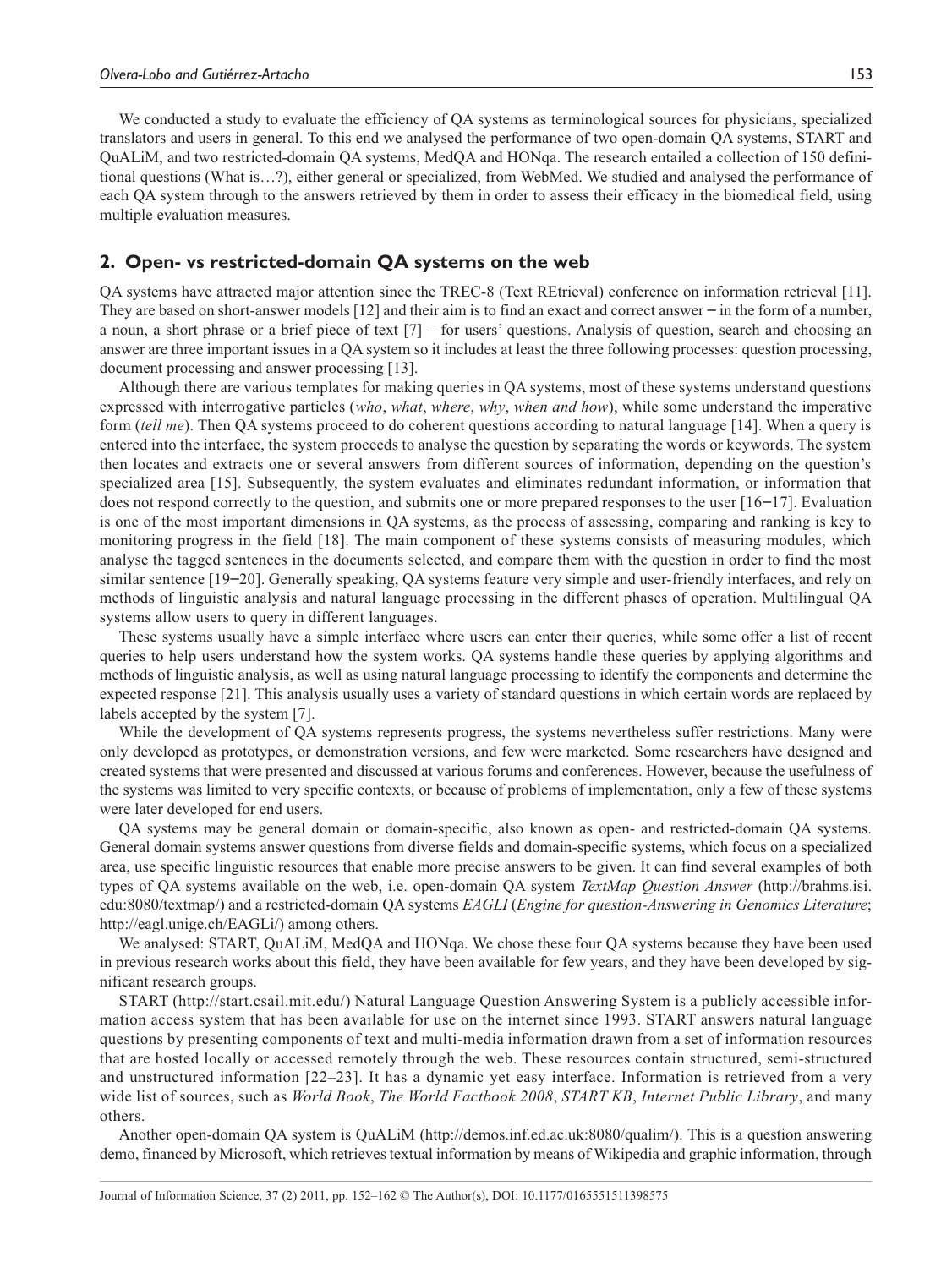We conducted a study to evaluate the efficiency of QA systems as terminological sources for physicians, specialized translators and users in general. To this end we analysed the performance of two open-domain QA systems, START and QuALiM, and two restricted-domain QA systems, MedQA and HONqa. The research entailed a collection of 150 definitional questions (What is…?), either general or specialized, from WebMed. We studied and analysed the performance of each QA system through to the answers retrieved by them in order to assess their efficacy in the biomedical field, using multiple evaluation measures.

## 2. Open- vs restricted-domain QA systems on the web

QA systems have attracted major attention since the TREC-8 (Text REtrieval) conference on information retrieval [11]. They are based on short-answer models [12] and their aim is to find an exact and correct answer – in the form of a number, a noun, a short phrase or a brief piece of text [7] – for users' questions. Analysis of question, search and choosing an answer are three important issues in a QA system so it includes at least the three following processes: question processing, document processing and answer processing [13].

Although there are various templates for making queries in QA systems, most of these systems understand questions expressed with interrogative particles (*who*, *what*, *where*, *why*, *when and how*), while some understand the imperative form (*tell me*). Then QA systems proceed to do coherent questions according to natural language [14]. When a query is entered into the interface, the system proceeds to analyse the question by separating the words or keywords. The system then locates and extracts one or several answers from different sources of information, depending on the question's specialized area [15]. Subsequently, the system evaluates and eliminates redundant information, or information that does not respond correctly to the question, and submits one or more prepared responses to the user [16–17]. Evaluation is one of the most important dimensions in QA systems, as the process of assessing, comparing and ranking is key to monitoring progress in the field [18]. The main component of these systems consists of measuring modules, which analyse the tagged sentences in the documents selected, and compare them with the question in order to find the most similar sentence [19–20]. Generally speaking, QA systems feature very simple and user-friendly interfaces, and rely on methods of linguistic analysis and natural language processing in the different phases of operation. Multilingual QA systems allow users to query in different languages.

These systems usually have a simple interface where users can enter their queries, while some offer a list of recent queries to help users understand how the system works. QA systems handle these queries by applying algorithms and methods of linguistic analysis, as well as using natural language processing to identify the components and determine the expected response [21]. This analysis usually uses a variety of standard questions in which certain words are replaced by labels accepted by the system [7].

While the development of QA systems represents progress, the systems nevertheless suffer restrictions. Many were only developed as prototypes, or demonstration versions, and few were marketed. Some researchers have designed and created systems that were presented and discussed at various forums and conferences. However, because the usefulness of the systems was limited to very specific contexts, or because of problems of implementation, only a few of these systems were later developed for end users.

QA systems may be general domain or domain-specific, also known as open- and restricted-domain QA systems. General domain systems answer questions from diverse fields and domain-specific systems, which focus on a specialized area, use specific linguistic resources that enable more precise answers to be given. It can find several examples of both types of QA systems available on the web, i.e. open-domain QA system *TextMap Question Answer* (http://brahms.isi.edu:8080/textmap/) and a restricted-domain QA systems *EAGLI* (*Engine for question-Answering in Genomics Literature*; http://eagl.unige.ch/EAGLi/) among others.

We analysed: START, QuALiM, MedQA and HONqa. We chose these four QA systems because they have been used in previous research works about this field, they have been available for few years, and they have been developed by significant research groups.

START (http://start.csail.mit.edu/) Natural Language Question Answering System is a publicly accessible information access system that has been available for use on the internet since 1993. START answers natural language questions by presenting components of text and multi-media information drawn from a set of information resources that are hosted locally or accessed remotely through the web. These resources contain structured, semi-structured and unstructured information [22–23]. It has a dynamic yet easy interface. Information is retrieved from a very wide list of sources, such as *World Book*, *The World Factbook 2008*, *START KB*, *Internet Public Library*, and many others.

Another open-domain QA system is QuALiM (http://demos.inf.ed.ac.uk:8080/qualim/). This is a question answering demo, financed by Microsoft, which retrieves textual information by means of Wikipedia and graphic information, through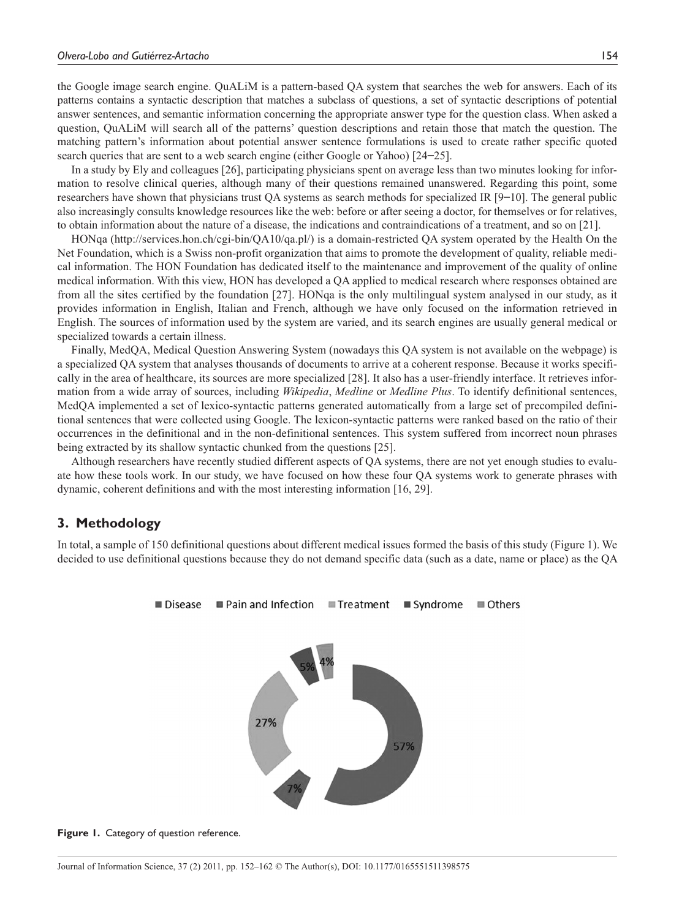the Google image search engine. QuALiM is a pattern-based QA system that searches the web for answers. Each of its patterns contains a syntactic description that matches a subclass of questions, a set of syntactic descriptions of potential answer sentences, and semantic information concerning the appropriate answer type for the question class. When asked a question, QuALiM will search all of the patterns' question descriptions and retain those that match the question. The matching pattern's information about potential answer sentence formulations is used to create rather specific quoted search queries that are sent to a web search engine (either Google or Yahoo) [24–25].

In a study by Ely and colleagues [26], participating physicians spent on average less than two minutes looking for information to resolve clinical queries, although many of their questions remained unanswered. Regarding this point, some researchers have shown that physicians trust QA systems as search methods for specialized IR [9–10]. The general public also increasingly consults knowledge resources like the web: before or after seeing a doctor, for themselves or for relatives, to obtain information about the nature of a disease, the indications and contraindications of a treatment, and so on [21].

HONqa (http://services.hon.ch/cgi-bin/QA10/qa.pl/) is a domain-restricted QA system operated by the Health On the Net Foundation, which is a Swiss non-profit organization that aims to promote the development of quality, reliable medical information. The HON Foundation has dedicated itself to the maintenance and improvement of the quality of online medical information. With this view, HON has developed a QA applied to medical research where responses obtained are from all the sites certified by the foundation [27]. HONqa is the only multilingual system analysed in our study, as it provides information in English, Italian and French, although we have only focused on the information retrieved in English. The sources of information used by the system are varied, and its search engines are usually general medical or specialized towards a certain illness.

Finally, MedQA, Medical Question Answering System (nowadays this QA system is not available on the webpage) is a specialized QA system that analyses thousands of documents to arrive at a coherent response. Because it works specifically in the area of healthcare, its sources are more specialized [28]. It also has a user-friendly interface. It retrieves information from a wide array of sources, including *Wikipedia*, *Medline* or *Medline Plus*. To identify definitional sentences, MedQA implemented a set of lexico-syntactic patterns generated automatically from a large set of precompiled definitional sentences that were collected using Google. The lexicon-syntactic patterns were ranked based on the ratio of their occurrences in the definitional and in the non-definitional sentences. This system suffered from incorrect noun phrases being extracted by its shallow syntactic chunked from the questions [25].

Although researchers have recently studied different aspects of QA systems, there are not yet enough studies to evaluate how these tools work. In our study, we have focused on how these four QA systems work to generate phrases with dynamic, coherent definitions and with the most interesting information [16, 29].

## 3. Methodology

In total, a sample of 150 definitional questions about different medical issues formed the basis of this study (Figure 1). We decided to use definitional questions because they do not demand specific data (such as a date, name or place) as the QA

■ Disease ■ Pain and Infection ■ Treatment ■ Syndrome ■ Others

57% 7% 27% 5% 4%

**Figure 1.** Category of question reference.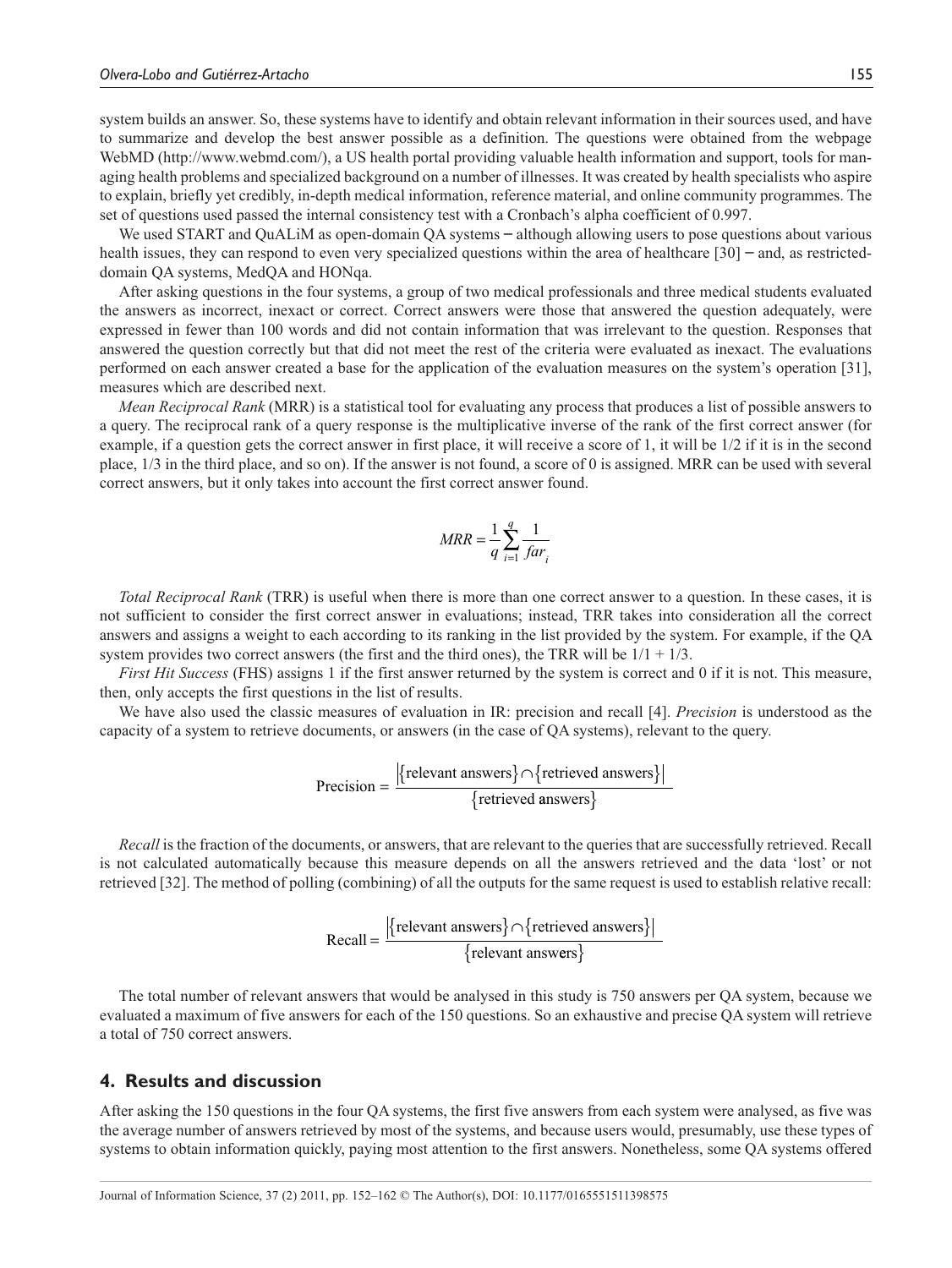system builds an answer. So, these systems have to identify and obtain relevant information in their sources used, and have to summarize and develop the best answer possible as a definition. The questions were obtained from the webpage WebMD (http://www.webmd.com/), a US health portal providing valuable health information and support, tools for managing health problems and specialized background on a number of illnesses. It was created by health specialists who aspire to explain, briefly yet credibly, in-depth medical information, reference material, and online community programmes. The set of questions used passed the internal consistency test with a Cronbach's alpha coefficient of 0.997.

We used START and QuALiM as open-domain QA systems – although allowing users to pose questions about various health issues, they can respond to even very specialized questions within the area of healthcare [30] – and, as restricted-domain QA systems, MedQA and HONqa.

After asking questions in the four systems, a group of two medical professionals and three medical students evaluated the answers as incorrect, inexact or correct. Correct answers were those that answered the question adequately, were expressed in fewer than 100 words and did not contain information that was irrelevant to the question. Responses that answered the question correctly but that did not meet the rest of the criteria were evaluated as inexact. The evaluations performed on each answer created a base for the application of the evaluation measures on the system's operation [31], measures which are described next.

*Mean Reciprocal Rank* (MRR) is a statistical tool for evaluating any process that produces a list of possible answers to a query. The reciprocal rank of a query response is the multiplicative inverse of the rank of the first correct answer (for example, if a question gets the correct answer in first place, it will receive a score of 1, it will be 1/2 if it is in the second place, 1/3 in the third place, and so on). If the answer is not found, a score of 0 is assigned. MRR can be used with several correct answers, but it only takes into account the first correct answer found.

$$MRR = \frac{1}{q}\sum_{i=1}^{q}\frac{1}{far_i}$$

*Total Reciprocal Rank* (TRR) is useful when there is more than one correct answer to a question. In these cases, it is not sufficient to consider the first correct answer in evaluations; instead, TRR takes into consideration all the correct answers and assigns a weight to each according to its ranking in the list provided by the system. For example, if the QA system provides two correct answers (the first and the third ones), the TRR will be 1/1 + 1/3.

*First Hit Success* (FHS) assigns 1 if the first answer returned by the system is correct and 0 if it is not. This measure, then, only accepts the first questions in the list of results.

We have also used the classic measures of evaluation in IR: precision and recall [4]. *Precision* is understood as the capacity of a system to retrieve documents, or answers (in the case of QA systems), relevant to the query.

$$\text{Precision} = \frac{|\{\text{relevant answers}\} \cap \{\text{retrieved answers}\}|}{\{\text{retrieved answers}\}}$$

*Recall* is the fraction of the documents, or answers, that are relevant to the queries that are successfully retrieved. Recall is not calculated automatically because this measure depends on all the answers retrieved and the data 'lost' or not retrieved [32]. The method of polling (combining) of all the outputs for the same request is used to establish relative recall:

$$\text{Recall} = \frac{|\{\text{relevant answers}\} \cap \{\text{retrieved answers}\}|}{\{\text{relevant answers}\}}$$

The total number of relevant answers that would be analysed in this study is 750 answers per QA system, because we evaluated a maximum of five answers for each of the 150 questions. So an exhaustive and precise QA system will retrieve a total of 750 correct answers.

## 4. Results and discussion

After asking the 150 questions in the four QA systems, the first five answers from each system were analysed, as five was the average number of answers retrieved by most of the systems, and because users would, presumably, use these types of systems to obtain information quickly, paying most attention to the first answers. Nonetheless, some QA systems offered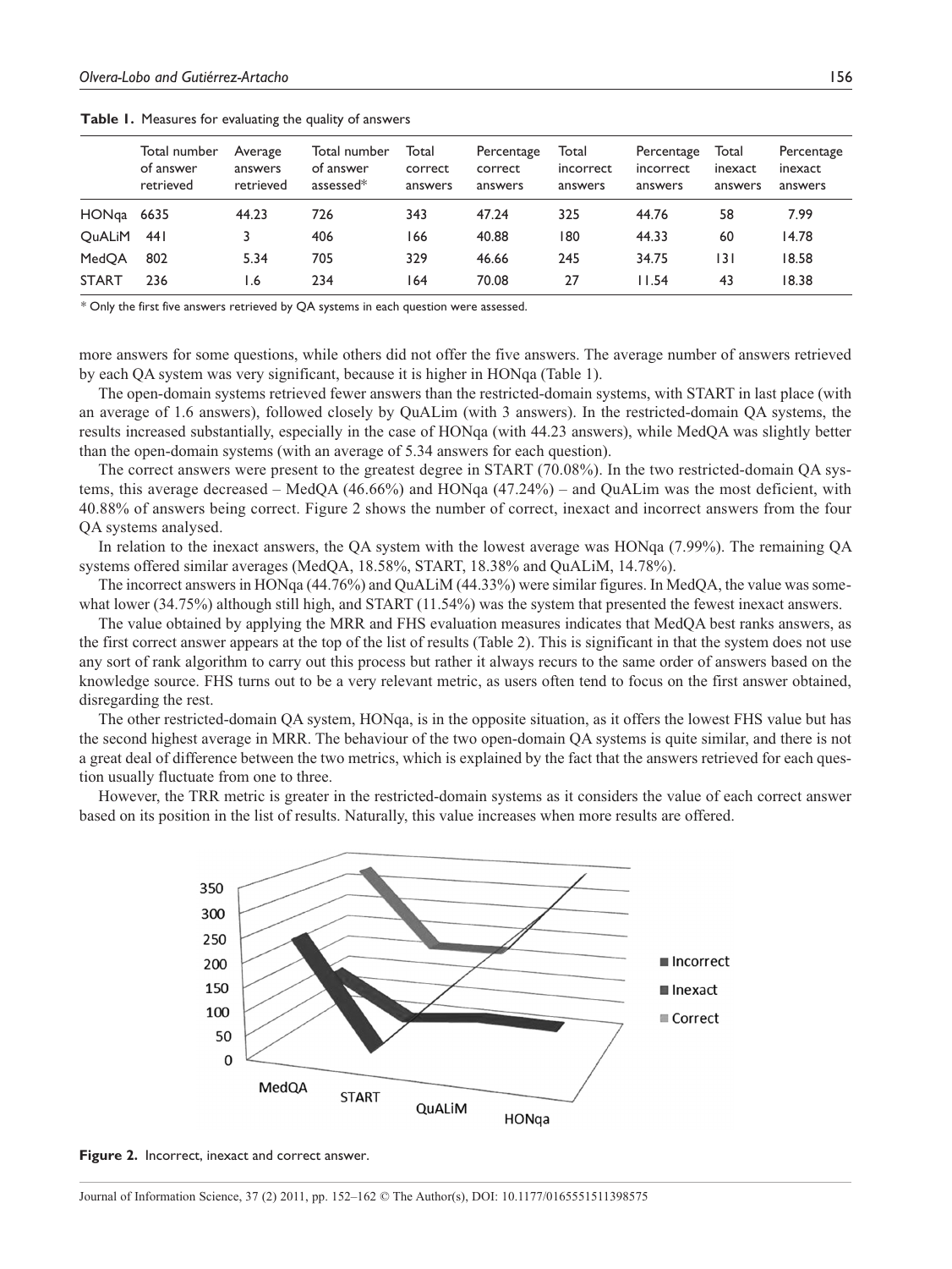**Table 1.** Measures for evaluating the quality of answers

| | Total number of answer retrieved | Average answers retrieved | Total number of answer assessed* | Total correct answers | Percentage correct answers | Total incorrect answers | Percentage incorrect answers | Total inexact answers | Percentage inexact answers |
|---|---|---|---|---|---|---|---|---|---|
| HONqa | 6635 | 44.23 | 726 | 343 | 47.24 | 325 | 44.76 | 58 | 7.99 |
| QuALiM | 441 | 3 | 406 | 166 | 40.88 | 180 | 44.33 | 60 | 14.78 |
| MedQA | 802 | 5.34 | 705 | 329 | 46.66 | 245 | 34.75 | 131 | 18.58 |
| START | 236 | 1.6 | 234 | 164 | 70.08 | 27 | 11.54 | 43 | 18.38 |

\* Only the first five answers retrieved by QA systems in each question were assessed.

more answers for some questions, while others did not offer the five answers. The average number of answers retrieved by each QA system was very significant, because it is higher in HONqa (Table 1).

The open-domain systems retrieved fewer answers than the restricted-domain systems, with START in last place (with an average of 1.6 answers), followed closely by QuALim (with 3 answers). In the restricted-domain QA systems, the results increased substantially, especially in the case of HONqa (with 44.23 answers), while MedQA was slightly better than the open-domain systems (with an average of 5.34 answers for each question).

The correct answers were present to the greatest degree in START (70.08%). In the two restricted-domain QA systems, this average decreased – MedQA (46.66%) and HONqa (47.24%) – and QuALim was the most deficient, with 40.88% of answers being correct. Figure 2 shows the number of correct, inexact and incorrect answers from the four QA systems analysed.

In relation to the inexact answers, the QA system with the lowest average was HONqa (7.99%). The remaining QA systems offered similar averages (MedQA, 18.58%, START, 18.38% and QuALiM, 14.78%).

The incorrect answers in HONqa (44.76%) and QuALiM (44.33%) were similar figures. In MedQA, the value was somewhat lower (34.75%) although still high, and START (11.54%) was the system that presented the fewest inexact answers.

The value obtained by applying the MRR and FHS evaluation measures indicates that MedQA best ranks answers, as the first correct answer appears at the top of the list of results (Table 2). This is significant in that the system does not use any sort of rank algorithm to carry out this process but rather it always recurs to the same order of answers based on the knowledge source. FHS turns out to be a very relevant metric, as users often tend to focus on the first answer obtained, disregarding the rest.

The other restricted-domain QA system, HONqa, is in the opposite situation, as it offers the lowest FHS value but has the second highest average in MRR. The behaviour of the two open-domain QA systems is quite similar, and there is not a great deal of difference between the two metrics, which is explained by the fact that the answers retrieved for each question usually fluctuate from one to three.

However, the TRR metric is greater in the restricted-domain systems as it considers the value of each correct answer based on its position in the list of results. Naturally, this value increases when more results are offered.

**Figure 2.** Incorrect, inexact and correct answer.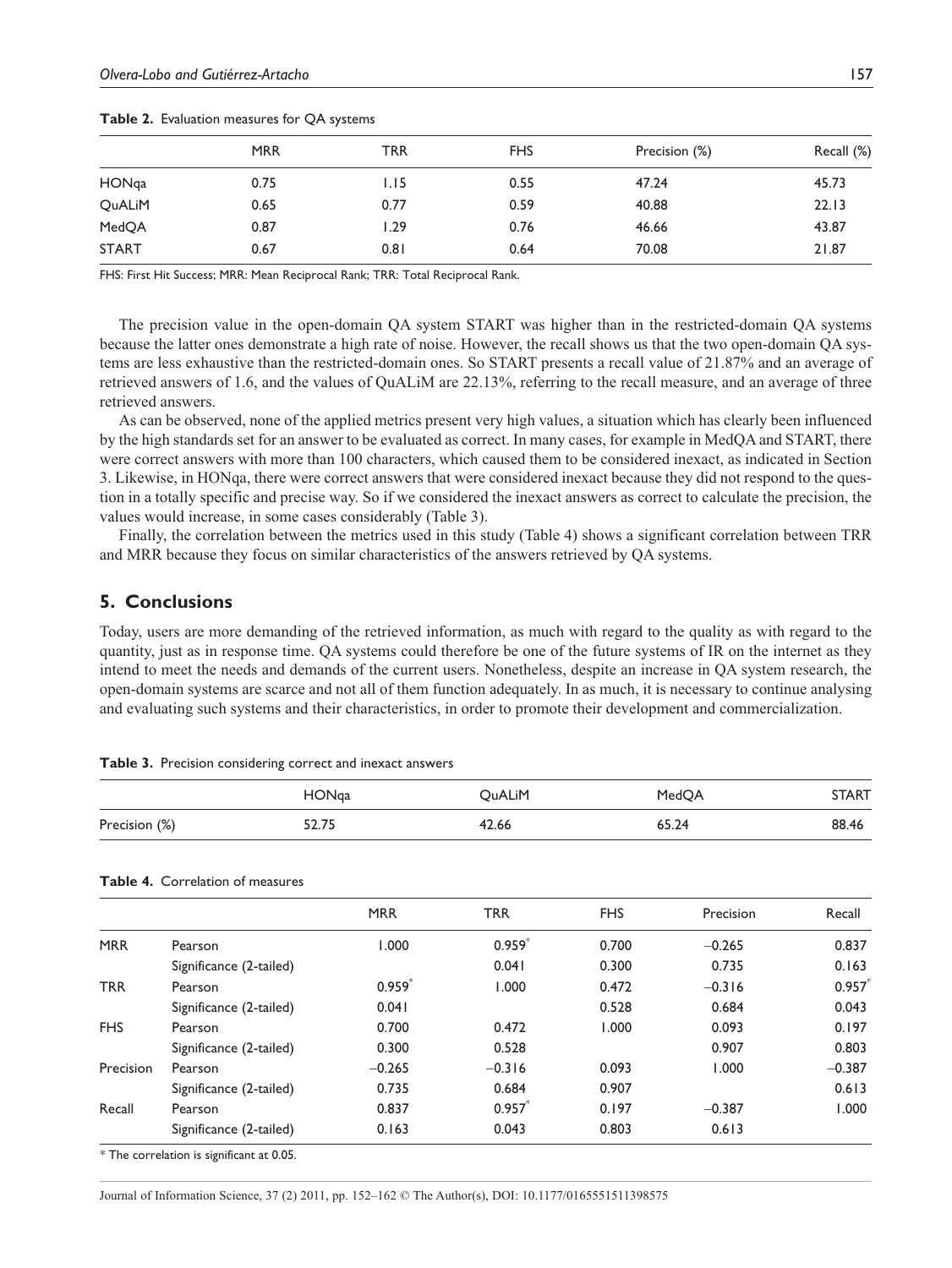**Table 2.** Evaluation measures for QA systems

| | MRR | TRR | FHS | Precision (%) | Recall (%) |
|---|---|---|---|---|---|
| HONqa | 0.75 | 1.15 | 0.55 | 47.24 | 45.73 |
| QuALiM | 0.65 | 0.77 | 0.59 | 40.88 | 22.13 |
| MedQA | 0.87 | 1.29 | 0.76 | 46.66 | 43.87 |
| START | 0.67 | 0.81 | 0.64 | 70.08 | 21.87 |

FHS: First Hit Success; MRR: Mean Reciprocal Rank; TRR: Total Reciprocal Rank.

The precision value in the open-domain QA system START was higher than in the restricted-domain QA systems because the latter ones demonstrate a high rate of noise. However, the recall shows us that the two open-domain QA systems are less exhaustive than the restricted-domain ones. So START presents a recall value of 21.87% and an average of retrieved answers of 1.6, and the values of QuALiM are 22.13%, referring to the recall measure, and an average of three retrieved answers.

As can be observed, none of the applied metrics present very high values, a situation which has clearly been influenced by the high standards set for an answer to be evaluated as correct. In many cases, for example in MedQA and START, there were correct answers with more than 100 characters, which caused them to be considered inexact, as indicated in Section 3. Likewise, in HONqa, there were correct answers that were considered inexact because they did not respond to the question in a totally specific and precise way. So if we considered the inexact answers as correct to calculate the precision, the values would increase, in some cases considerably (Table 3).

Finally, the correlation between the metrics used in this study (Table 4) shows a significant correlation between TRR and MRR because they focus on similar characteristics of the answers retrieved by QA systems.

## 5. Conclusions

Today, users are more demanding of the retrieved information, as much with regard to the quality as with regard to the quantity, just as in response time. QA systems could therefore be one of the future systems of IR on the internet as they intend to meet the needs and demands of the current users. Nonetheless, despite an increase in QA system research, the open-domain systems are scarce and not all of them function adequately. In as much, it is necessary to continue analysing and evaluating such systems and their characteristics, in order to promote their development and commercialization.

**Table 3.** Precision considering correct and inexact answers

| | HONqa | QuALiM | MedQA | START |
|---|---|---|---|---|
| Precision (%) | 52.75 | 42.66 | 65.24 | 88.46 |

**Table 4.** Correlation of measures

| | | MRR | TRR | FHS | Precision | Recall |
|---|---|---|---|---|---|---|
| MRR | Pearson | 1.000 | 0.959* | 0.700 | −0.265 | 0.837 |
| | Significance (2-tailed) | | 0.041 | 0.300 | 0.735 | 0.163 |
| TRR | Pearson | 0.959* | 1.000 | 0.472 | −0.316 | 0.957* |
| | Significance (2-tailed) | 0.041 | | 0.528 | 0.684 | 0.043 |
| FHS | Pearson | 0.700 | 0.472 | 1.000 | 0.093 | 0.197 |
| | Significance (2-tailed) | 0.300 | 0.528 | | 0.907 | 0.803 |
| Precision | Pearson | −0.265 | −0.316 | 0.093 | 1.000 | −0.387 |
| | Significance (2-tailed) | 0.735 | 0.684 | 0.907 | | 0.613 |
| Recall | Pearson | 0.837 | 0.957* | 0.197 | −0.387 | 1.000 |
| | Significance (2-tailed) | 0.163 | 0.043 | 0.803 | 0.613 | |

* The correlation is significant at 0.05.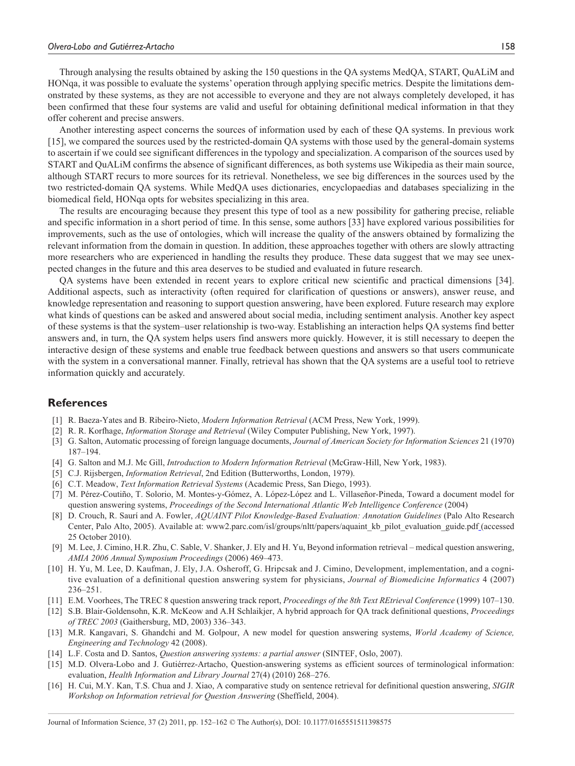Through analysing the results obtained by asking the 150 questions in the QA systems MedQA, START, QuALiM and HONqa, it was possible to evaluate the systems' operation through applying specific metrics. Despite the limitations demonstrated by these systems, as they are not accessible to everyone and they are not always completely developed, it has been confirmed that these four systems are valid and useful for obtaining definitional medical information in that they offer coherent and precise answers.

Another interesting aspect concerns the sources of information used by each of these QA systems. In previous work [15], we compared the sources used by the restricted-domain QA systems with those used by the general-domain systems to ascertain if we could see significant differences in the typology and specialization. A comparison of the sources used by START and QuALiM confirms the absence of significant differences, as both systems use Wikipedia as their main source, although START recurs to more sources for its retrieval. Nonetheless, we see big differences in the sources used by the two restricted-domain QA systems. While MedQA uses dictionaries, encyclopaedias and databases specializing in the biomedical field, HONqa opts for websites specializing in this area.

The results are encouraging because they present this type of tool as a new possibility for gathering precise, reliable and specific information in a short period of time. In this sense, some authors [33] have explored various possibilities for improvements, such as the use of ontologies, which will increase the quality of the answers obtained by formalizing the relevant information from the domain in question. In addition, these approaches together with others are slowly attracting more researchers who are experienced in handling the results they produce. These data suggest that we may see unexpected changes in the future and this area deserves to be studied and evaluated in future research.

QA systems have been extended in recent years to explore critical new scientific and practical dimensions [34]. Additional aspects, such as interactivity (often required for clarification of questions or answers), answer reuse, and knowledge representation and reasoning to support question answering, have been explored. Future research may explore what kinds of questions can be asked and answered about social media, including sentiment analysis. Another key aspect of these systems is that the system–user relationship is two-way. Establishing an interaction helps QA systems find better answers and, in turn, the QA system helps users find answers more quickly. However, it is still necessary to deepen the interactive design of these systems and enable true feedback between questions and answers so that users communicate with the system in a conversational manner. Finally, retrieval has shown that the QA systems are a useful tool to retrieve information quickly and accurately.

## References

[1] R. Baeza-Yates and B. Ribeiro-Nieto, *Modern Information Retrieval* (ACM Press, New York, 1999).

[2] R. R. Korfhage, *Information Storage and Retrieval* (Wiley Computer Publishing, New York, 1997).

[3] G. Salton, Automatic processing of foreign language documents, *Journal of American Society for Information Sciences* 21 (1970) 187–194.

[4] G. Salton and M.J. Mc Gill, *Introduction to Modern Information Retrieval* (McGraw-Hill, New York, 1983).

[5] C.J. Rijsbergen, *Information Retrieval*, 2nd Edition (Butterworths, London, 1979).

[6] C.T. Meadow, *Text Information Retrieval Systems* (Academic Press, San Diego, 1993).

[7] M. Pérez-Coutiño, T. Solorio, M. Montes-y-Gómez, A. López-López and L. Villaseñor-Pineda, Toward a document model for question answering systems, *Proceedings of the Second International Atlantic Web Intelligence Conference* (2004)

[8] D. Crouch, R. Saurí and A. Fowler, *AQUAINT Pilot Knowledge-Based Evaluation: Annotation Guidelines* (Palo Alto Research Center, Palo Alto, 2005). Available at: www2.parc.com/isl/groups/nltt/papers/aquaint_kb_pilot_evaluation_guide.pdf (accessed 25 October 2010).

[9] M. Lee, J. Cimino, H.R. Zhu, C. Sable, V. Shanker, J. Ely and H. Yu, Beyond information retrieval – medical question answering, *AMIA 2006 Annual Symposium Proceedings* (2006) 469–473.

[10] H. Yu, M. Lee, D. Kaufman, J. Ely, J.A. Osheroff, G. Hripcsak and J. Cimino, Development, implementation, and a cognitive evaluation of a definitional question answering system for physicians, *Journal of Biomedicine Informatics* 4 (2007) 236–251.

[11] E.M. Voorhees, The TREC 8 question answering track report, *Proceedings of the 8th Text REtrieval Conference* (1999) 107–130.

[12] S.B. Blair-Goldensohn, K.R. McKeow and A.H Schlaikjer, A hybrid approach for QA track definitional questions, *Proceedings of TREC 2003* (Gaithersburg, MD, 2003) 336–343.

[13] M.R. Kangavari, S. Ghandchi and M. Golpour, A new model for question answering systems, *World Academy of Science, Engineering and Technology* 42 (2008).

[14] L.F. Costa and D. Santos, *Question answering systems: a partial answer* (SINTEF, Oslo, 2007).

[15] M.D. Olvera-Lobo and J. Gutiérrez-Artacho, Question-answering systems as efficient sources of terminological information: evaluation, *Health Information and Library Journal* 27(4) (2010) 268–276.

[16] H. Cui, M.Y. Kan, T.S. Chua and J. Xiao, A comparative study on sentence retrieval for definitional question answering, *SIGIR Workshop on Information retrieval for Question Answering* (Sheffield, 2004).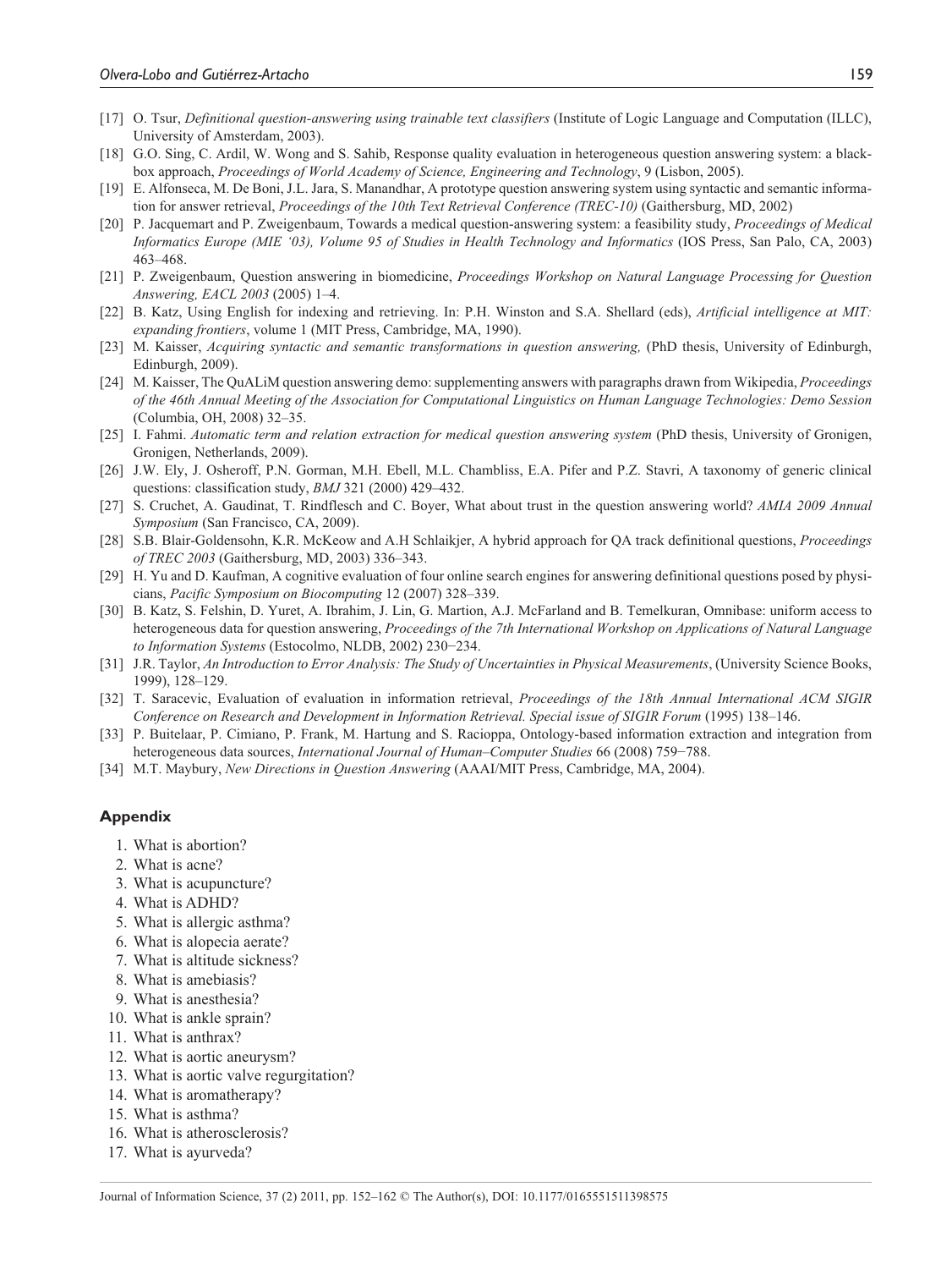[17] O. Tsur, *Definitional question-answering using trainable text classifiers* (Institute of Logic Language and Computation (ILLC), University of Amsterdam, 2003).

[18] G.O. Sing, C. Ardil, W. Wong and S. Sahib, Response quality evaluation in heterogeneous question answering system: a black-box approach, *Proceedings of World Academy of Science, Engineering and Technology*, 9 (Lisbon, 2005).

[19] E. Alfonseca, M. De Boni, J.L. Jara, S. Manandhar, A prototype question answering system using syntactic and semantic information for answer retrieval, *Proceedings of the 10th Text Retrieval Conference (TREC-10)* (Gaithersburg, MD, 2002)

[20] P. Jacquemart and P. Zweigenbaum, Towards a medical question-answering system: a feasibility study, *Proceedings of Medical Informatics Europe (MIE '03), Volume 95 of Studies in Health Technology and Informatics* (IOS Press, San Palo, CA, 2003) 463–468.

[21] P. Zweigenbaum, Question answering in biomedicine, *Proceedings Workshop on Natural Language Processing for Question Answering, EACL 2003* (2005) 1–4.

[22] B. Katz, Using English for indexing and retrieving. In: P.H. Winston and S.A. Shellard (eds), *Artificial intelligence at MIT: expanding frontiers*, volume 1 (MIT Press, Cambridge, MA, 1990).

[23] M. Kaisser, *Acquiring syntactic and semantic transformations in question answering,* (PhD thesis, University of Edinburgh, Edinburgh, 2009).

[24] M. Kaisser, The QuALiM question answering demo: supplementing answers with paragraphs drawn from Wikipedia, *Proceedings of the 46th Annual Meeting of the Association for Computational Linguistics on Human Language Technologies: Demo Session* (Columbia, OH, 2008) 32–35.

[25] I. Fahmi. *Automatic term and relation extraction for medical question answering system* (PhD thesis, University of Gronigen, Gronigen, Netherlands, 2009).

[26] J.W. Ely, J. Osheroff, P.N. Gorman, M.H. Ebell, M.L. Chambliss, E.A. Pifer and P.Z. Stavri, A taxonomy of generic clinical questions: classification study, *BMJ* 321 (2000) 429–432.

[27] S. Cruchet, A. Gaudinat, T. Rindflesch and C. Boyer, What about trust in the question answering world? *AMIA 2009 Annual Symposium* (San Francisco, CA, 2009).

[28] S.B. Blair-Goldensohn, K.R. McKeow and A.H Schlaikjer, A hybrid approach for QA track definitional questions, *Proceedings of TREC 2003* (Gaithersburg, MD, 2003) 336–343.

[29] H. Yu and D. Kaufman, A cognitive evaluation of four online search engines for answering definitional questions posed by physicians, *Pacific Symposium on Biocomputing* 12 (2007) 328–339.

[30] B. Katz, S. Felshin, D. Yuret, A. Ibrahim, J. Lin, G. Martion, A.J. McFarland and B. Temelkuran, Omnibase: uniform access to heterogeneous data for question answering, *Proceedings of the 7th International Workshop on Applications of Natural Language to Information Systems* (Estocolmo, NLDB, 2002) 230−234.

[31] J.R. Taylor, *An Introduction to Error Analysis: The Study of Uncertainties in Physical Measurements*, (University Science Books, 1999), 128–129.

[32] T. Saracevic, Evaluation of evaluation in information retrieval, *Proceedings of the 18th Annual International ACM SIGIR Conference on Research and Development in Information Retrieval. Special issue of SIGIR Forum* (1995) 138–146.

[33] P. Buitelaar, P. Cimiano, P. Frank, M. Hartung and S. Racioppa, Ontology-based information extraction and integration from heterogeneous data sources, *International Journal of Human–Computer Studies* 66 (2008) 759−788.

[34] M.T. Maybury, *New Directions in Question Answering* (AAAI/MIT Press, Cambridge, MA, 2004).

## Appendix

1. What is abortion?
2. What is acne?
3. What is acupuncture?
4. What is ADHD?
5. What is allergic asthma?
6. What is alopecia aerate?
7. What is altitude sickness?
8. What is amebiasis?
9. What is anesthesia?
10. What is ankle sprain?
11. What is anthrax?
12. What is aortic aneurysm?
13. What is aortic valve regurgitation?
14. What is aromatherapy?
15. What is asthma?
16. What is atherosclerosis?
17. What is ayurveda?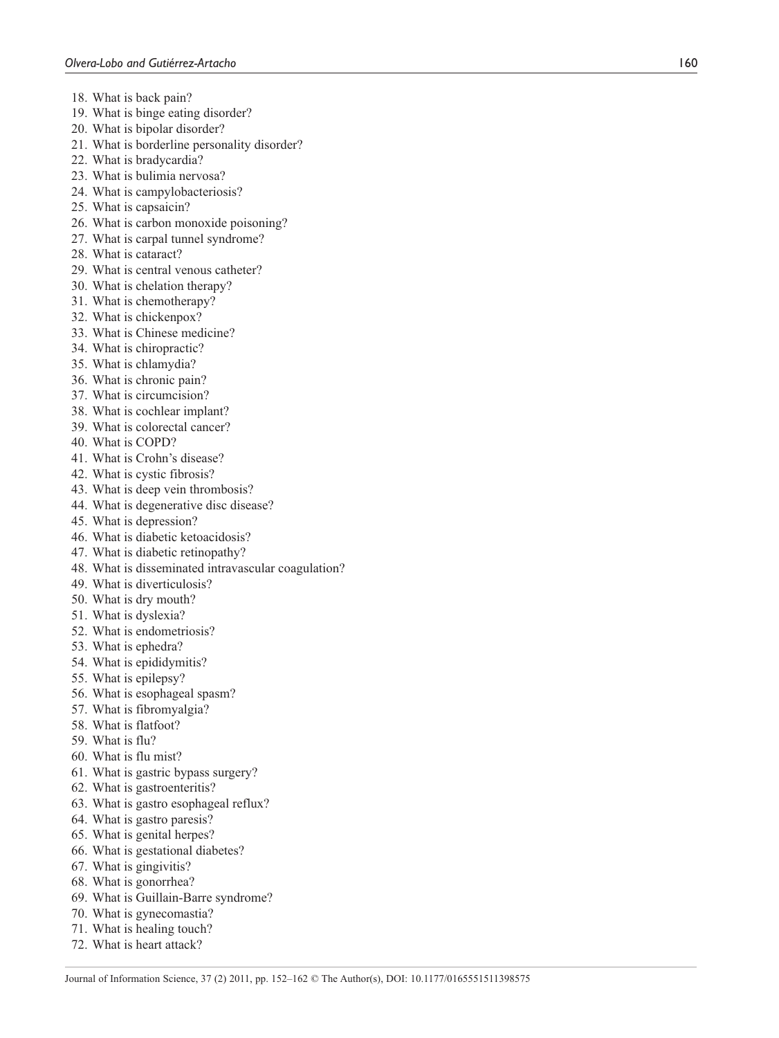18. What is back pain?
19. What is binge eating disorder?
20. What is bipolar disorder?
21. What is borderline personality disorder?
22. What is bradycardia?
23. What is bulimia nervosa?
24. What is campylobacteriosis?
25. What is capsaicin?
26. What is carbon monoxide poisoning?
27. What is carpal tunnel syndrome?
28. What is cataract?
29. What is central venous catheter?
30. What is chelation therapy?
31. What is chemotherapy?
32. What is chickenpox?
33. What is Chinese medicine?
34. What is chiropractic?
35. What is chlamydia?
36. What is chronic pain?
37. What is circumcision?
38. What is cochlear implant?
39. What is colorectal cancer?
40. What is COPD?
41. What is Crohn's disease?
42. What is cystic fibrosis?
43. What is deep vein thrombosis?
44. What is degenerative disc disease?
45. What is depression?
46. What is diabetic ketoacidosis?
47. What is diabetic retinopathy?
48. What is disseminated intravascular coagulation?
49. What is diverticulosis?
50. What is dry mouth?
51. What is dyslexia?
52. What is endometriosis?
53. What is ephedra?
54. What is epididymitis?
55. What is epilepsy?
56. What is esophageal spasm?
57. What is fibromyalgia?
58. What is flatfoot?
59. What is flu?
60. What is flu mist?
61. What is gastric bypass surgery?
62. What is gastroenteritis?
63. What is gastro esophageal reflux?
64. What is gastro paresis?
65. What is genital herpes?
66. What is gestational diabetes?
67. What is gingivitis?
68. What is gonorrhea?
69. What is Guillain-Barre syndrome?
70. What is gynecomastia?
71. What is healing touch?
72. What is heart attack?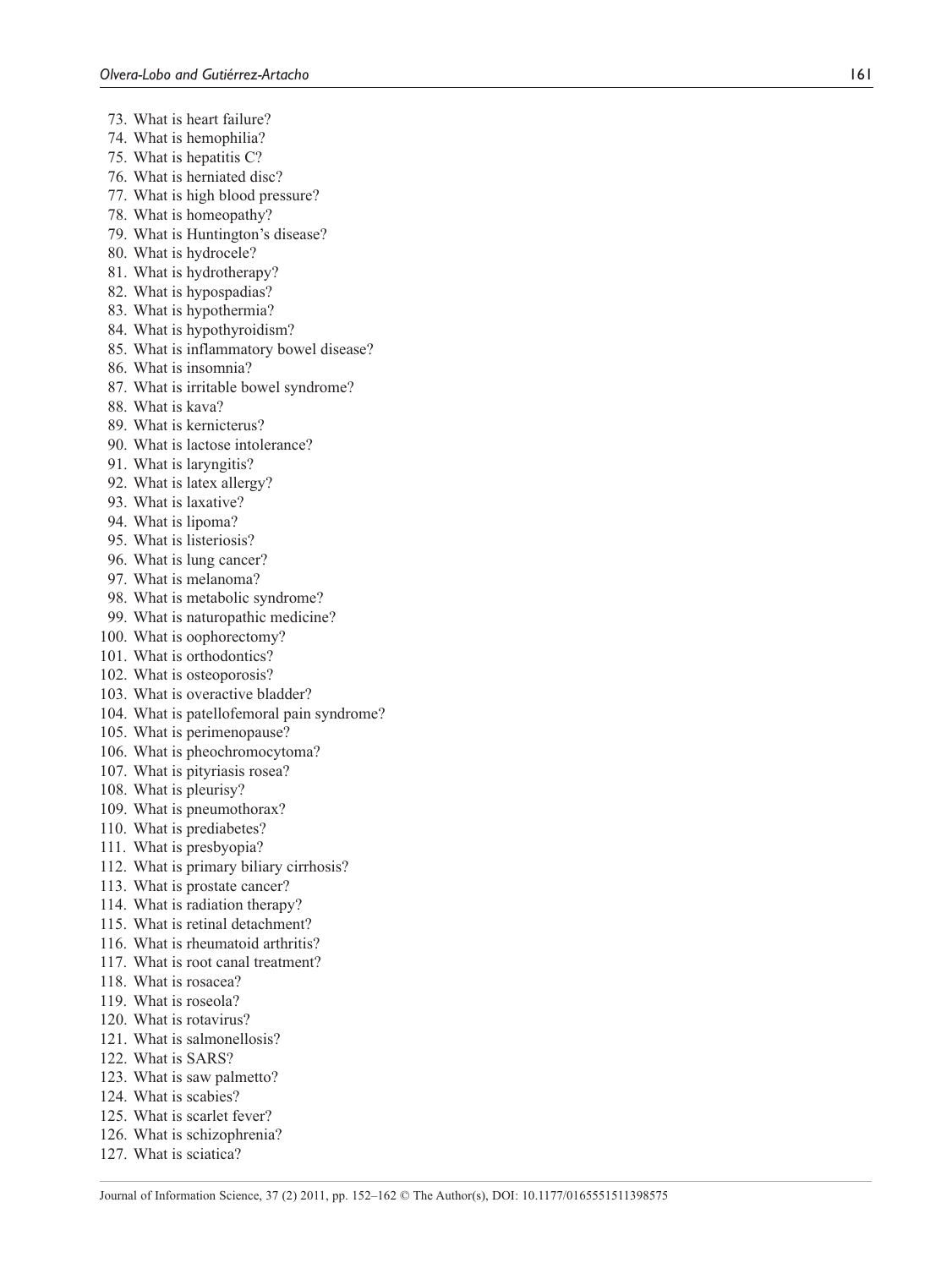73. What is heart failure?
74. What is hemophilia?
75. What is hepatitis C?
76. What is herniated disc?
77. What is high blood pressure?
78. What is homeopathy?
79. What is Huntington's disease?
80. What is hydrocele?
81. What is hydrotherapy?
82. What is hypospadias?
83. What is hypothermia?
84. What is hypothyroidism?
85. What is inflammatory bowel disease?
86. What is insomnia?
87. What is irritable bowel syndrome?
88. What is kava?
89. What is kernicterus?
90. What is lactose intolerance?
91. What is laryngitis?
92. What is latex allergy?
93. What is laxative?
94. What is lipoma?
95. What is listeriosis?
96. What is lung cancer?
97. What is melanoma?
98. What is metabolic syndrome?
99. What is naturopathic medicine?
100. What is oophorectomy?
101. What is orthodontics?
102. What is osteoporosis?
103. What is overactive bladder?
104. What is patellofemoral pain syndrome?
105. What is perimenopause?
106. What is pheochromocytoma?
107. What is pityriasis rosea?
108. What is pleurisy?
109. What is pneumothorax?
110. What is prediabetes?
111. What is presbyopia?
112. What is primary biliary cirrhosis?
113. What is prostate cancer?
114. What is radiation therapy?
115. What is retinal detachment?
116. What is rheumatoid arthritis?
117. What is root canal treatment?
118. What is rosacea?
119. What is roseola?
120. What is rotavirus?
121. What is salmonellosis?
122. What is SARS?
123. What is saw palmetto?
124. What is scabies?
125. What is scarlet fever?
126. What is schizophrenia?
127. What is sciatica?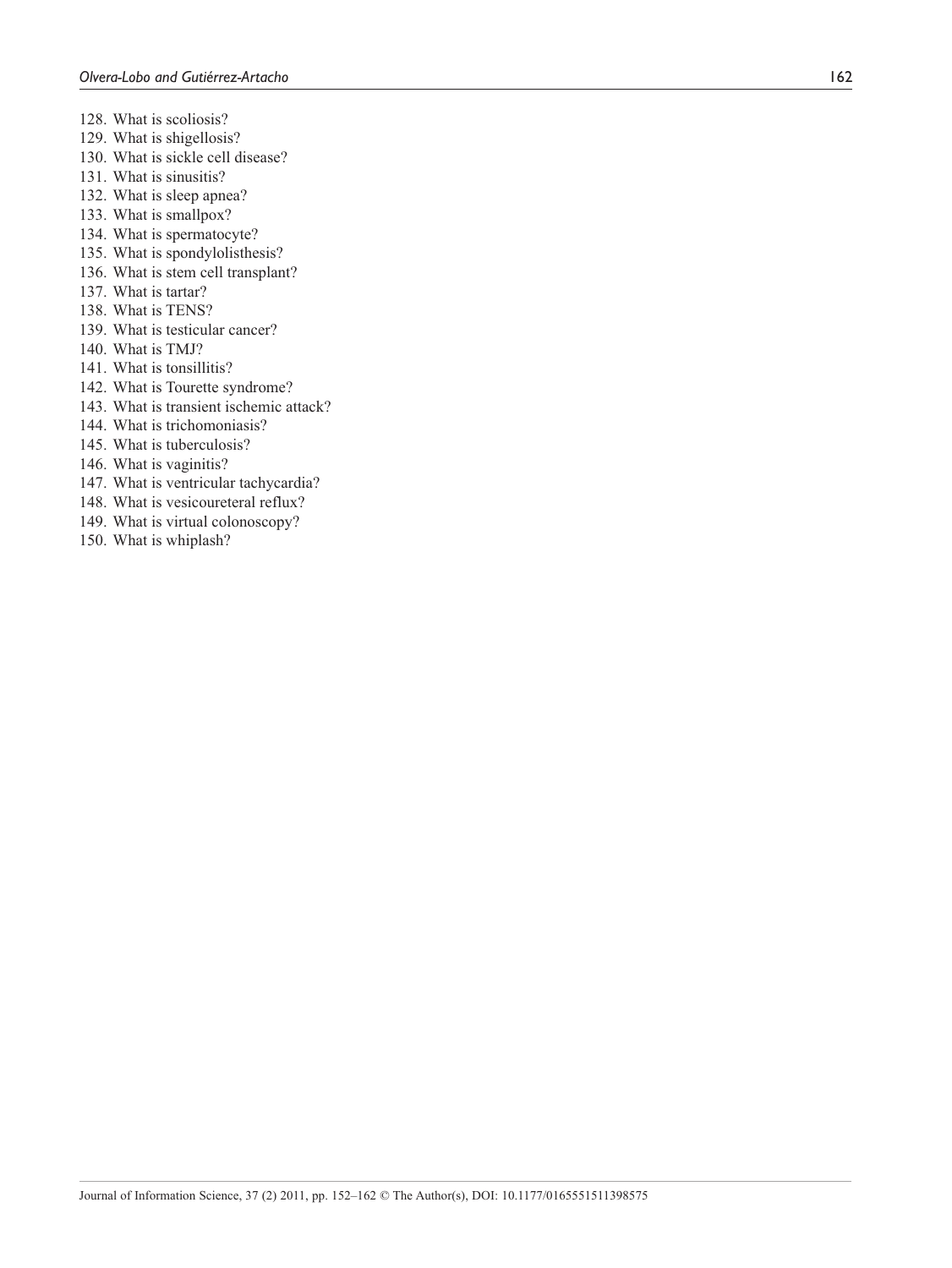128. What is scoliosis?
129. What is shigellosis?
130. What is sickle cell disease?
131. What is sinusitis?
132. What is sleep apnea?
133. What is smallpox?
134. What is spermatocyte?
135. What is spondylolisthesis?
136. What is stem cell transplant?
137. What is tartar?
138. What is TENS?
139. What is testicular cancer?
140. What is TMJ?
141. What is tonsillitis?
142. What is Tourette syndrome?
143. What is transient ischemic attack?
144. What is trichomoniasis?
145. What is tuberculosis?
146. What is vaginitis?
147. What is ventricular tachycardia?
148. What is vesicoureteral reflux?
149. What is virtual colonoscopy?
150. What is whiplash?